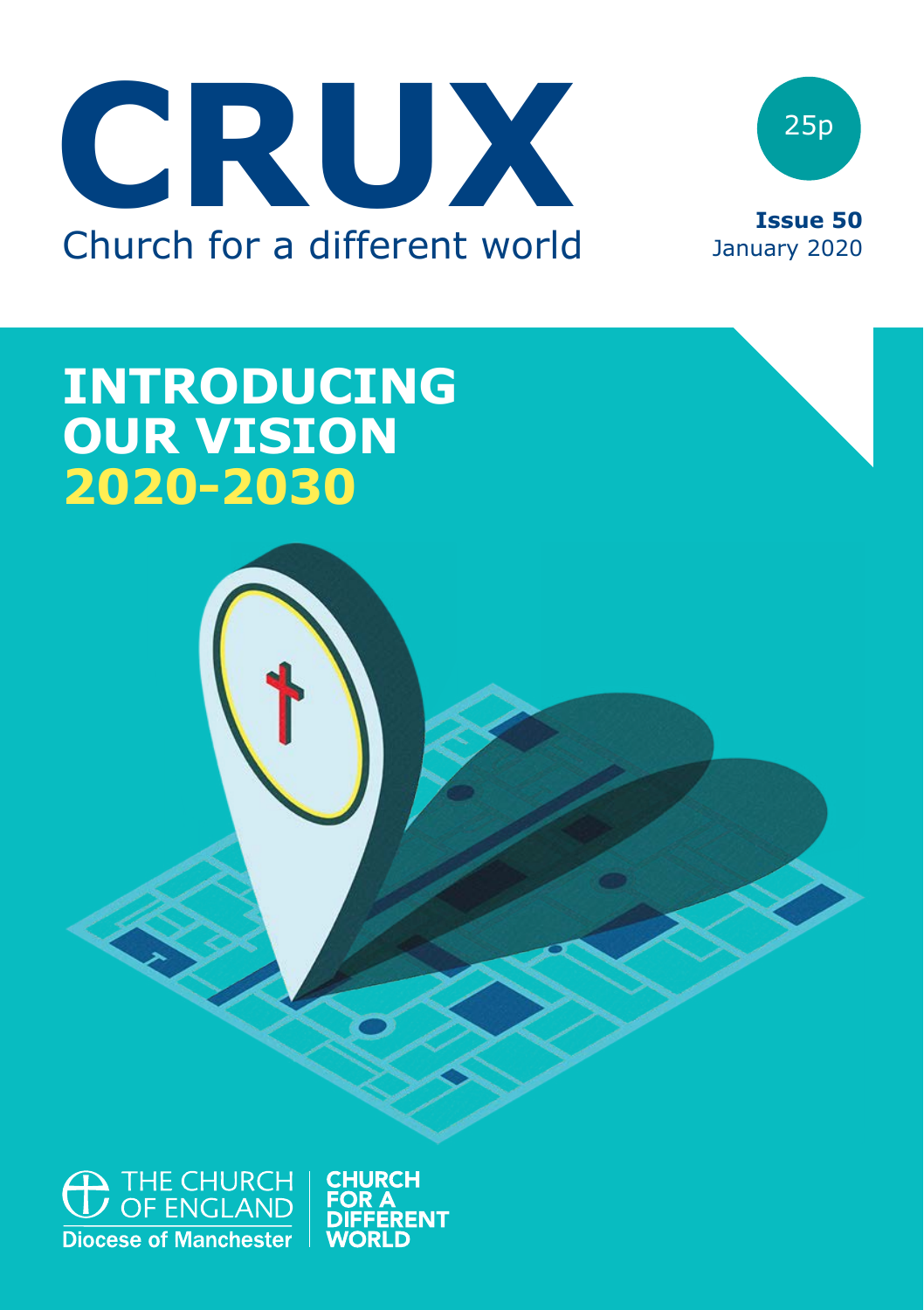# CRUX

Church for a different world

25p

**Issue 50**
January 2020

## INTRODUCING OUR VISION 2020-2030

THE CHURCH OF ENGLAND
Diocese of Manchester

CHURCH FOR A DIFFERENT WORLD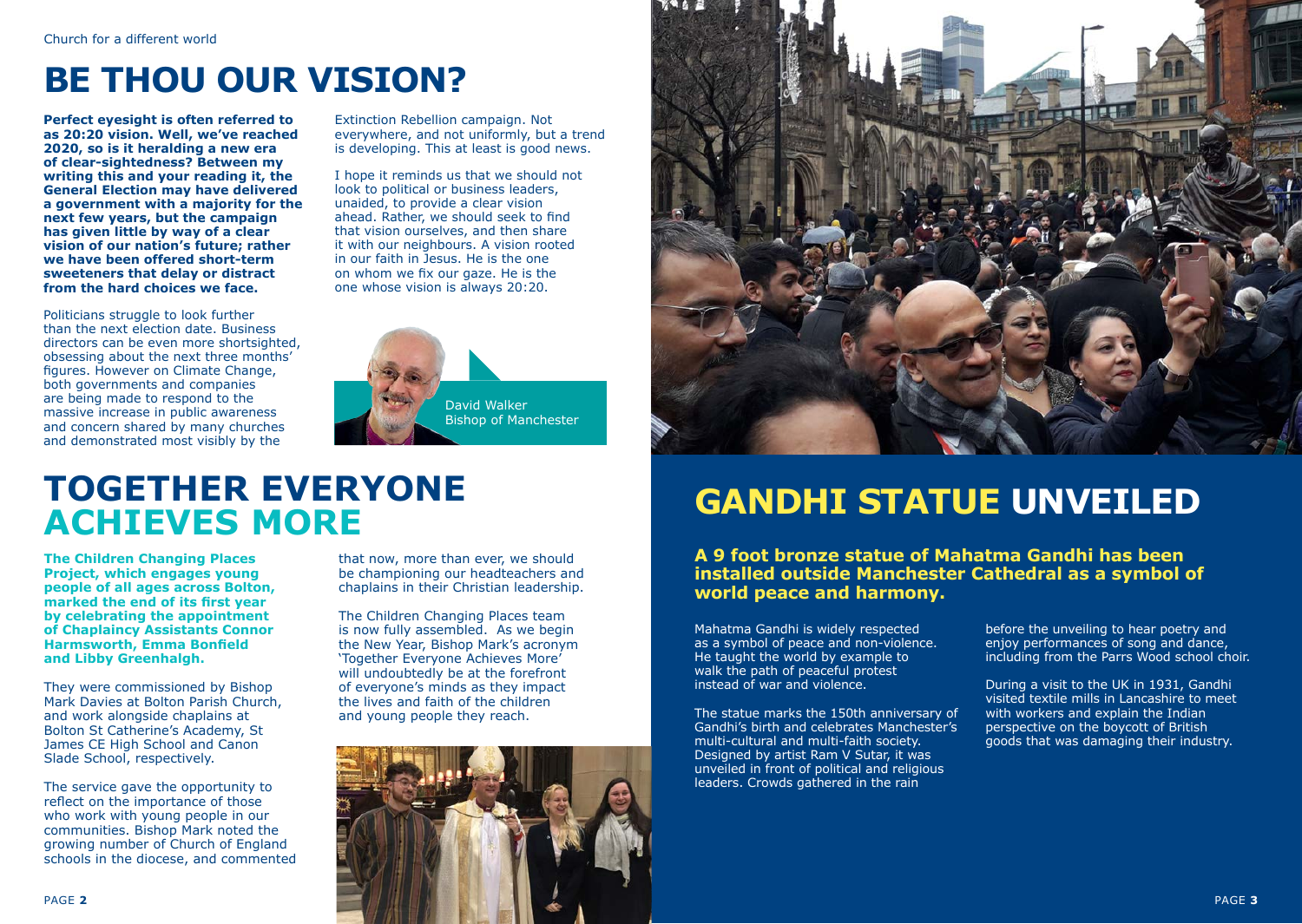Church for a different world

# BE THOU OUR VISION?

**Perfect eyesight is often referred to as 20:20 vision. Well, we've reached 2020, so is it heralding a new era of clear-sightedness? Between my writing this and your reading it, the General Election may have delivered a government with a majority for the next few years, but the campaign has given little by way of a clear vision of our nation's future; rather we have been offered short-term sweeteners that delay or distract from the hard choices we face.**

Politicians struggle to look further than the next election date. Business directors can be even more shortsighted, obsessing about the next three months' figures. However on Climate Change, both governments and companies are being made to respond to the massive increase in public awareness and concern shared by many churches and demonstrated most visibly by the Extinction Rebellion campaign. Not everywhere, and not uniformly, but a trend is developing. This at least is good news.

I hope it reminds us that we should not look to political or business leaders, unaided, to provide a clear vision ahead. Rather, we should seek to find that vision ourselves, and then share it with our neighbours. A vision rooted in our faith in Jesus. He is the one on whom we fix our gaze. He is the one whose vision is always 20:20.

David Walker
Bishop of Manchester

# TOGETHER EVERYONE ACHIEVES MORE

**The Children Changing Places Project, which engages young people of all ages across Bolton, marked the end of its first year by celebrating the appointment of Chaplaincy Assistants Connor Harmsworth, Emma Bonfield and Libby Greenhalgh.**

They were commissioned by Bishop Mark Davies at Bolton Parish Church, and work alongside chaplains at Bolton St Catherine's Academy, St James CE High School and Canon Slade School, respectively.

The service gave the opportunity to reflect on the importance of those who work with young people in our communities. Bishop Mark noted the growing number of Church of England schools in the diocese, and commented that now, more than ever, we should be championing our headteachers and chaplains in their Christian leadership.

The Children Changing Places team is now fully assembled. As we begin the New Year, Bishop Mark's acronym 'Together Everyone Achieves More' will undoubtedly be at the forefront of everyone's minds as they impact the lives and faith of the children and young people they reach.

# GANDHI STATUE UNVEILED

**A 9 foot bronze statue of Mahatma Gandhi has been installed outside Manchester Cathedral as a symbol of world peace and harmony.**

Mahatma Gandhi is widely respected as a symbol of peace and non-violence. He taught the world by example to walk the path of peaceful protest instead of war and violence.

The statue marks the 150th anniversary of Gandhi's birth and celebrates Manchester's multi-cultural and multi-faith society. Designed by artist Ram V Sutar, it was unveiled in front of political and religious leaders. Crowds gathered in the rain before the unveiling to hear poetry and enjoy performances of song and dance, including from the Parrs Wood school choir.

During a visit to the UK in 1931, Gandhi visited textile mills in Lancashire to meet with workers and explain the Indian perspective on the boycott of British goods that was damaging their industry.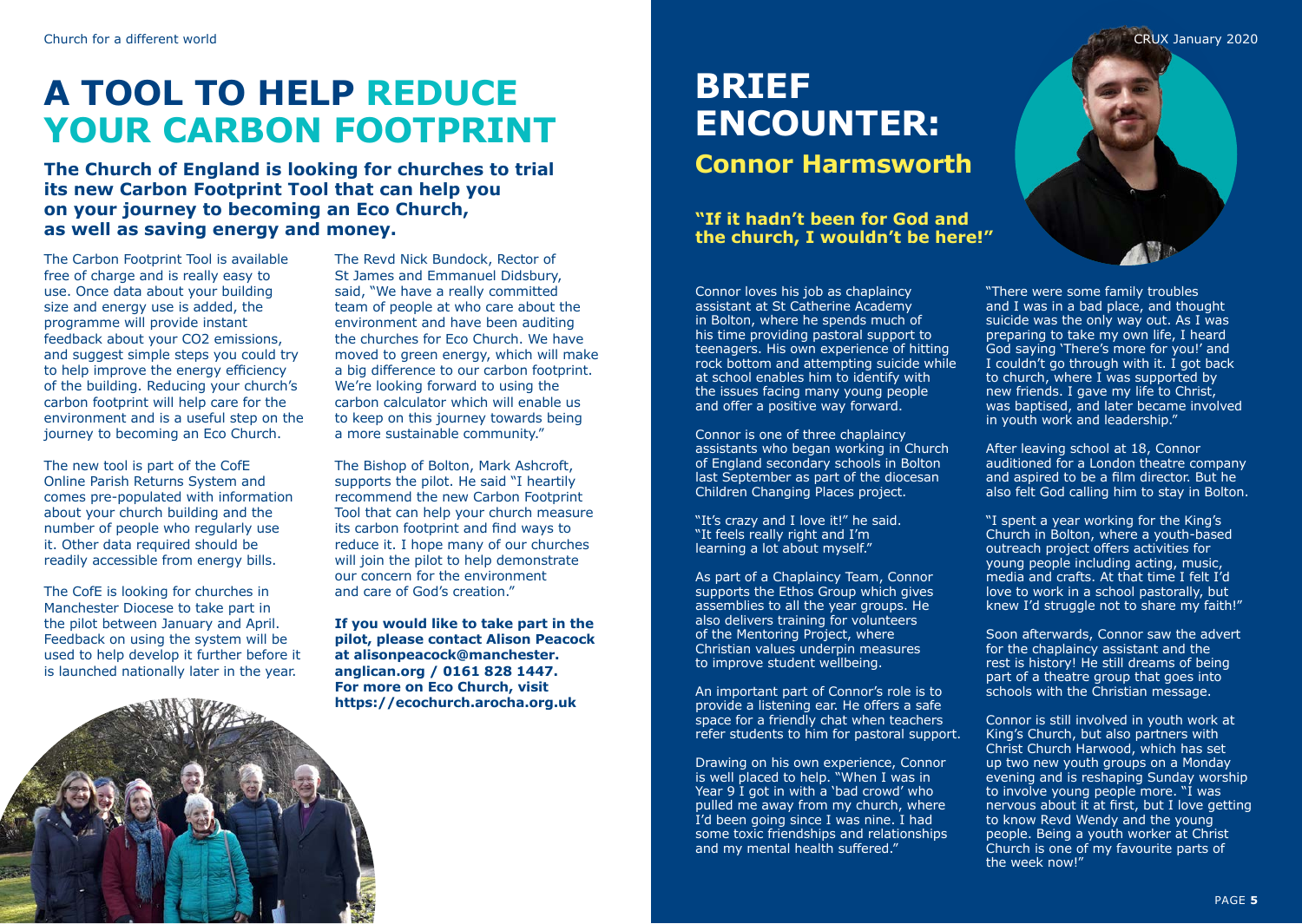# A TOOL TO HELP REDUCE YOUR CARBON FOOTPRINT

**The Church of England is looking for churches to trial its new Carbon Footprint Tool that can help you on your journey to becoming an Eco Church, as well as saving energy and money.**

The Carbon Footprint Tool is available free of charge and is really easy to use. Once data about your building size and energy use is added, the programme will provide instant feedback about your CO2 emissions, and suggest simple steps you could try to help improve the energy efficiency of the building. Reducing your church's carbon footprint will help care for the environment and is a useful step on the journey to becoming an Eco Church.

The new tool is part of the CofE Online Parish Returns System and comes pre-populated with information about your church building and the number of people who regularly use it. Other data required should be readily accessible from energy bills.

The CofE is looking for churches in Manchester Diocese to take part in the pilot between January and April. Feedback on using the system will be used to help develop it further before it is launched nationally later in the year.

The Revd Nick Bundock, Rector of St James and Emmanuel Didsbury, said, "We have a really committed team of people at who care about the environment and have been auditing the churches for Eco Church. We have moved to green energy, which will make a big difference to our carbon footprint. We're looking forward to using the carbon calculator which will enable us to keep on this journey towards being a more sustainable community."

The Bishop of Bolton, Mark Ashcroft, supports the pilot. He said "I heartily recommend the new Carbon Footprint Tool that can help your church measure its carbon footprint and find ways to reduce it. I hope many of our churches will join the pilot to help demonstrate our concern for the environment and care of God's creation."

**If you would like to take part in the pilot, please contact Alison Peacock at alisonpeacock@manchester.anglican.org / 0161 828 1447. For more on Eco Church, visit https://ecochurch.arocha.org.uk**

# BRIEF ENCOUNTER:

## Connor Harmsworth

**"If it hadn't been for God and the church, I wouldn't be here!"**

Connor loves his job as chaplaincy assistant at St Catherine Academy in Bolton, where he spends much of his time providing pastoral support to teenagers. His own experience of hitting rock bottom and attempting suicide while at school enables him to identify with the issues facing many young people and offer a positive way forward.

Connor is one of three chaplaincy assistants who began working in Church of England secondary schools in Bolton last September as part of the diocesan Children Changing Places project.

"It's crazy and I love it!" he said. "It feels really right and I'm learning a lot about myself."

As part of a Chaplaincy Team, Connor supports the Ethos Group which gives assemblies to all the year groups. He also delivers training for volunteers of the Mentoring Project, where Christian values underpin measures to improve student wellbeing.

An important part of Connor's role is to provide a listening ear. He offers a safe space for a friendly chat when teachers refer students to him for pastoral support.

Drawing on his own experience, Connor is well placed to help. "When I was in Year 9 I got in with a 'bad crowd' who pulled me away from my church, where I'd been going since I was nine. I had some toxic friendships and relationships and my mental health suffered."

"There were some family troubles and I was in a bad place, and thought suicide was the only way out. As I was preparing to take my own life, I heard God saying 'There's more for you!' and I couldn't go through with it. I got back to church, where I was supported by new friends. I gave my life to Christ, was baptised, and later became involved in youth work and leadership."

After leaving school at 18, Connor auditioned for a London theatre company and aspired to be a film director. But he also felt God calling him to stay in Bolton.

"I spent a year working for the King's Church in Bolton, where a youth-based outreach project offers activities for young people including acting, music, media and crafts. At that time I felt I'd love to work in a school pastorally, but knew I'd struggle not to share my faith!"

Soon afterwards, Connor saw the advert for the chaplaincy assistant and the rest is history! He still dreams of being part of a theatre group that goes into schools with the Christian message.

Connor is still involved in youth work at King's Church, but also partners with Christ Church Harwood, which has set up two new youth groups on a Monday evening and is reshaping Sunday worship to involve young people more. "I was nervous about it at first, but I love getting to know Revd Wendy and the young people. Being a youth worker at Christ Church is one of my favourite parts of the week now!"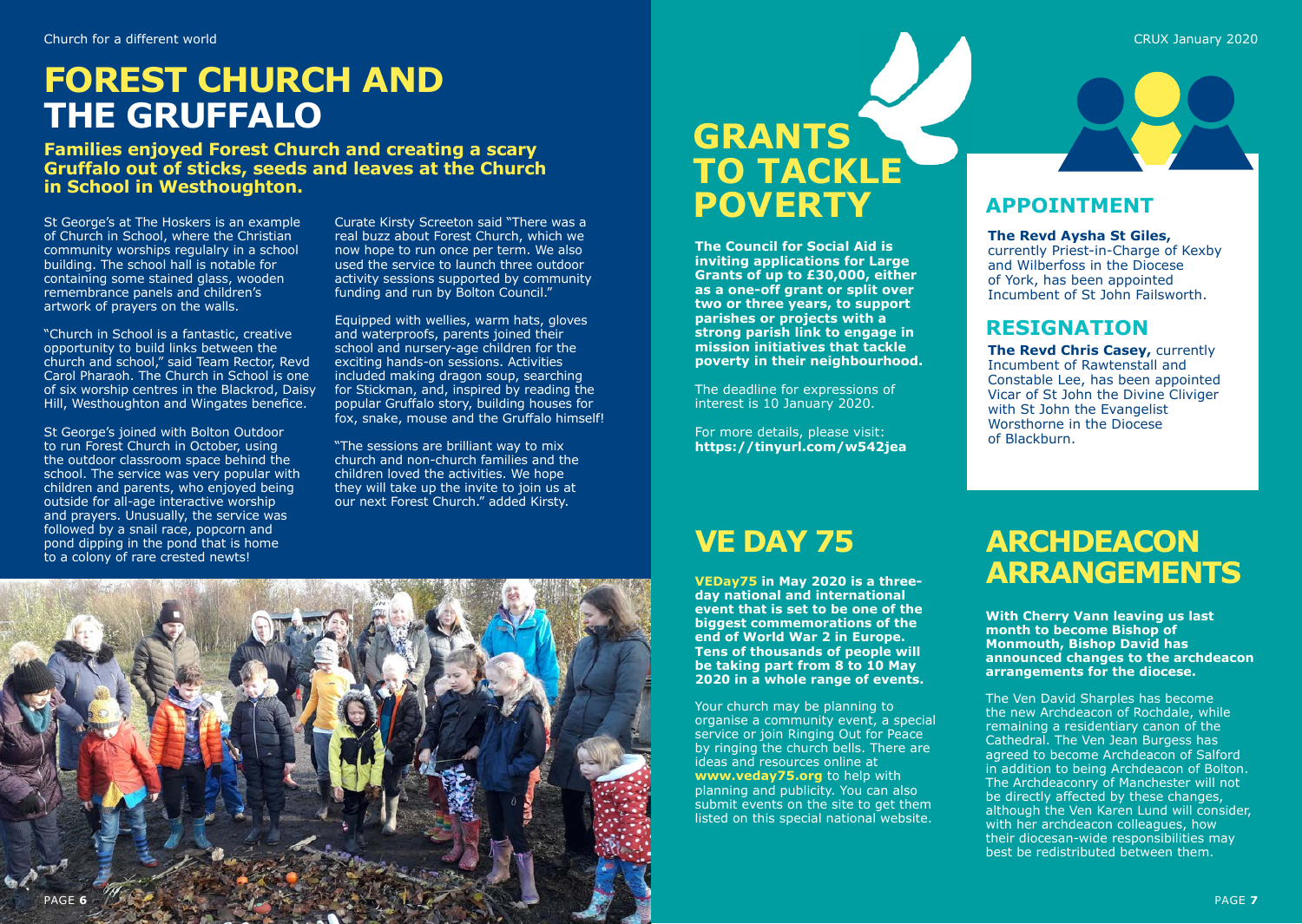# FOREST CHURCH AND THE GRUFFALO

**Families enjoyed Forest Church and creating a scary Gruffalo out of sticks, seeds and leaves at the Church in School in Westhoughton.**

St George's at The Hoskers is an example of Church in School, where the Christian community worships regulalry in a school building. The school hall is notable for containing some stained glass, wooden remembrance panels and children's artwork of prayers on the walls.

"Church in School is a fantastic, creative opportunity to build links between the church and school," said Team Rector, Revd Carol Pharaoh. The Church in School is one of six worship centres in the Blackrod, Daisy Hill, Westhoughton and Wingates benefice.

St George's joined with Bolton Outdoor to run Forest Church in October, using the outdoor classroom space behind the school. The service was very popular with children and parents, who enjoyed being outside for all-age interactive worship and prayers. Unusually, the service was followed by a snail race, popcorn and pond dipping in the pond that is home to a colony of rare crested newts!

Curate Kirsty Screeton said "There was a real buzz about Forest Church, which we now hope to run once per term. We also used the service to launch three outdoor activity sessions supported by community funding and run by Bolton Council."

Equipped with wellies, warm hats, gloves and waterproofs, parents joined their school and nursery-age children for the exciting hands-on sessions. Activities included making dragon soup, searching for Stickman, and, inspired by reading the popular Gruffalo story, building houses for fox, snake, mouse and the Gruffalo himself!

"The sessions are brilliant way to mix church and non-church families and the children loved the activities. We hope they will take up the invite to join us at our next Forest Church." added Kirsty.

# GRANTS TO TACKLE POVERTY

**The Council for Social Aid is inviting applications for Large Grants of up to £30,000, either as a one-off grant or split over two or three years, to support parishes or projects with a strong parish link to engage in mission initiatives that tackle poverty in their neighbourhood.**

The deadline for expressions of interest is 10 January 2020.

For more details, please visit: **https://tinyurl.com/w542jea**

## APPOINTMENT

**The Revd Aysha St Giles,** currently Priest-in-Charge of Kexby and Wilberfoss in the Diocese of York, has been appointed Incumbent of St John Failsworth.

## RESIGNATION

**The Revd Chris Casey,** currently Incumbent of Rawtenstall and Constable Lee, has been appointed Vicar of St John the Divine Cliviger with St John the Evangelist Worsthorne in the Diocese of Blackburn.

# VE DAY 75

**VEDay75 in May 2020 is a three-day national and international event that is set to be one of the biggest commemorations of the end of World War 2 in Europe. Tens of thousands of people will be taking part from 8 to 10 May 2020 in a whole range of events.**

Your church may be planning to organise a community event, a special service or join Ringing Out for Peace by ringing the church bells. There are ideas and resources online at **www.veday75.org** to help with planning and publicity. You can also submit events on the site to get them listed on this special national website.

# ARCHDEACON ARRANGEMENTS

**With Cherry Vann leaving us last month to become Bishop of Monmouth, Bishop David has announced changes to the archdeacon arrangements for the diocese.**

The Ven David Sharples has become the new Archdeacon of Rochdale, while remaining a residentiary canon of the Cathedral. The Ven Jean Burgess has agreed to become Archdeacon of Salford in addition to being Archdeacon of Bolton. The Archdeaconry of Manchester will not be directly affected by these changes, although the Ven Karen Lund will consider, with her archdeacon colleagues, how their diocesan-wide responsibilities may best be redistributed between them.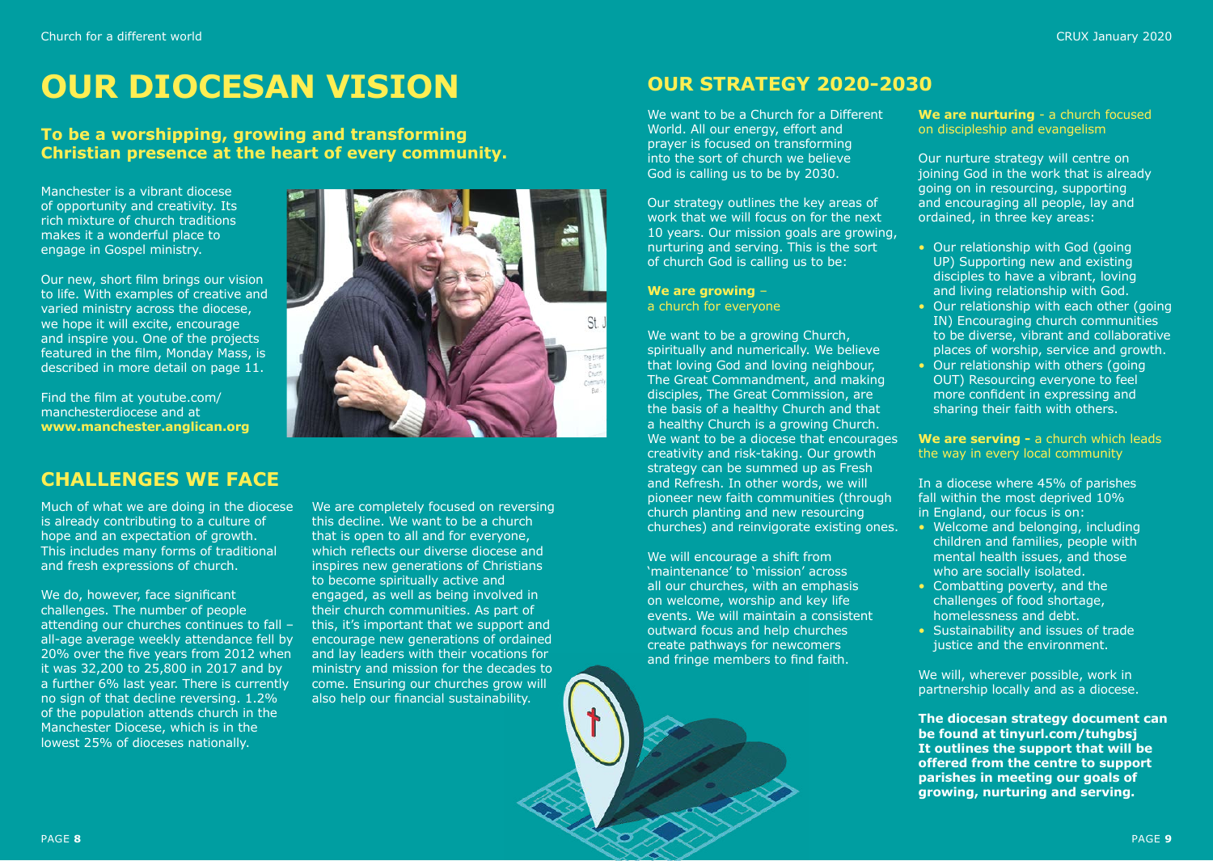# OUR DIOCESAN VISION

### To be a worshipping, growing and transforming Christian presence at the heart of every community.

Manchester is a vibrant diocese of opportunity and creativity. Its rich mixture of church traditions makes it a wonderful place to engage in Gospel ministry.

Our new, short film brings our vision to life. With examples of creative and varied ministry across the diocese, we hope it will excite, encourage and inspire you. One of the projects featured in the film, Monday Mass, is described in more detail on page 11.

Find the film at youtube.com/manchesterdiocese and at **www.manchester.anglican.org**

## CHALLENGES WE FACE

Much of what we are doing in the diocese is already contributing to a culture of hope and an expectation of growth. This includes many forms of traditional and fresh expressions of church.

We do, however, face significant challenges. The number of people attending our churches continues to fall – all-age average weekly attendance fell by 20% over the five years from 2012 when it was 32,200 to 25,800 in 2017 and by a further 6% last year. There is currently no sign of that decline reversing. 1.2% of the population attends church in the Manchester Diocese, which is in the lowest 25% of dioceses nationally.

We are completely focused on reversing this decline. We want to be a church that is open to all and for everyone, which reflects our diverse diocese and inspires new generations of Christians to become spiritually active and engaged, as well as being involved in their church communities. As part of this, it's important that we support and encourage new generations of ordained and lay leaders with their vocations for ministry and mission for the decades to come. Ensuring our churches grow will also help our financial sustainability.

## OUR STRATEGY 2020-2030

We want to be a Church for a Different World. All our energy, effort and prayer is focused on transforming into the sort of church we believe God is calling us to be by 2030.

Our strategy outlines the key areas of work that we will focus on for the next 10 years. Our mission goals are growing, nurturing and serving. This is the sort of church God is calling us to be:

**We are growing** – a church for everyone

We want to be a growing Church, spiritually and numerically. We believe that loving God and loving neighbour, The Great Commandment, and making disciples, The Great Commission, are the basis of a healthy Church and that a healthy Church is a growing Church. We want to be a diocese that encourages creativity and risk-taking. Our growth strategy can be summed up as Fresh and Refresh. In other words, we will pioneer new faith communities (through church planting and new resourcing churches) and reinvigorate existing ones.

We will encourage a shift from 'maintenance' to 'mission' across all our churches, with an emphasis on welcome, worship and key life events. We will maintain a consistent outward focus and help churches create pathways for newcomers and fringe members to find faith.

**We are nurturing** - a church focused on discipleship and evangelism

Our nurture strategy will centre on joining God in the work that is already going on in resourcing, supporting and encouraging all people, lay and ordained, in three key areas:

- Our relationship with God (going UP) Supporting new and existing disciples to have a vibrant, loving and living relationship with God.
- Our relationship with each other (going IN) Encouraging church communities to be diverse, vibrant and collaborative places of worship, service and growth.
- Our relationship with others (going OUT) Resourcing everyone to feel more confident in expressing and sharing their faith with others.

**We are serving -** a church which leads the way in every local community

In a diocese where 45% of parishes fall within the most deprived 10% in England, our focus is on:

- Welcome and belonging, including children and families, people with mental health issues, and those who are socially isolated.
- Combatting poverty, and the challenges of food shortage, homelessness and debt.
- Sustainability and issues of trade justice and the environment.

We will, wherever possible, work in partnership locally and as a diocese.

**The diocesan strategy document can be found at tinyurl.com/tuhgbsj It outlines the support that will be offered from the centre to support parishes in meeting our goals of growing, nurturing and serving.**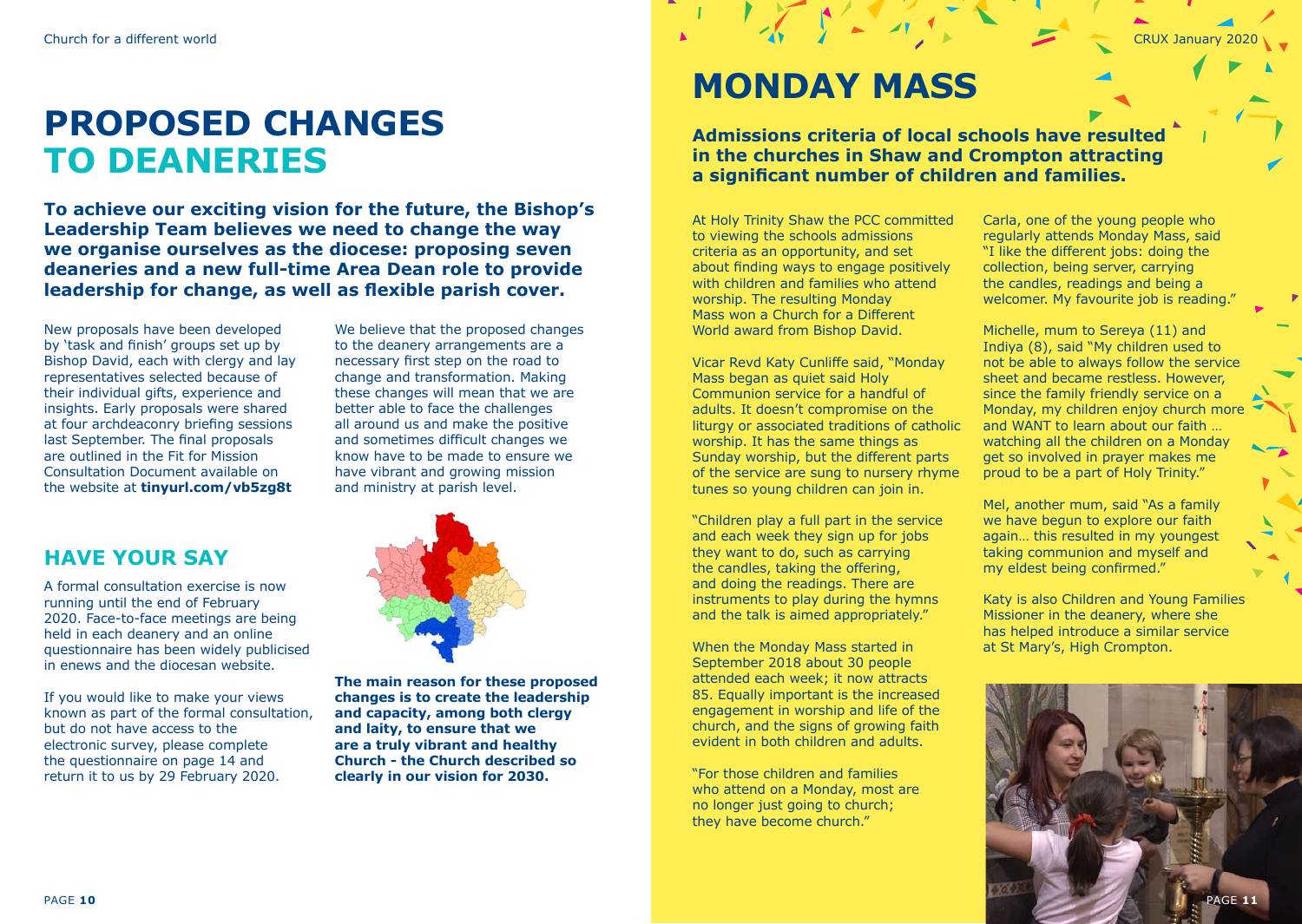# PROPOSED CHANGES TO DEANERIES

**To achieve our exciting vision for the future, the Bishop's Leadership Team believes we need to change the way we organise ourselves as the diocese: proposing seven deaneries and a new full-time Area Dean role to provide leadership for change, as well as flexible parish cover.**

New proposals have been developed by 'task and finish' groups set up by Bishop David, each with clergy and lay representatives selected because of their individual gifts, experience and insights. Early proposals were shared at four archdeaconry briefing sessions last September. The final proposals are outlined in the Fit for Mission Consultation Document available on the website at **tinyurl.com/vb5zg8t**

We believe that the proposed changes to the deanery arrangements are a necessary first step on the road to change and transformation. Making these changes will mean that we are better able to face the challenges all around us and make the positive and sometimes difficult changes we know have to be made to ensure we have vibrant and growing mission and ministry at parish level.

## HAVE YOUR SAY

A formal consultation exercise is now running until the end of February 2020. Face-to-face meetings are being held in each deanery and an online questionnaire has been widely publicised in enews and the diocesan website.

If you would like to make your views known as part of the formal consultation, but do not have access to the electronic survey, please complete the questionnaire on page 14 and return it to us by 29 February 2020.

**The main reason for these proposed changes is to create the leadership and capacity, among both clergy and laity, to ensure that we are a truly vibrant and healthy Church - the Church described so clearly in our vision for 2030.**

# MONDAY MASS

**Admissions criteria of local schools have resulted in the churches in Shaw and Crompton attracting a significant number of children and families.**

At Holy Trinity Shaw the PCC committed to viewing the schools admissions criteria as an opportunity, and set about finding ways to engage positively with children and families who attend worship. The resulting Monday Mass won a Church for a Different World award from Bishop David.

Vicar Revd Katy Cunliffe said, "Monday Mass began as quiet said Holy Communion service for a handful of adults. It doesn't compromise on the liturgy or associated traditions of catholic worship. It has the same things as Sunday worship, but the different parts of the service are sung to nursery rhyme tunes so young children can join in.

"Children play a full part in the service and each week they sign up for jobs they want to do, such as carrying the candles, taking the offering, and doing the readings. There are instruments to play during the hymns and the talk is aimed appropriately."

When the Monday Mass started in September 2018 about 30 people attended each week; it now attracts 85. Equally important is the increased engagement in worship and life of the church, and the signs of growing faith evident in both children and adults.

"For those children and families who attend on a Monday, most are no longer just going to church; they have become church."

Carla, one of the young people who regularly attends Monday Mass, said "I like the different jobs: doing the collection, being server, carrying the candles, readings and being a welcomer. My favourite job is reading."

Michelle, mum to Sereya (11) and Indiya (8), said "My children used to not be able to always follow the service sheet and became restless. However, since the family friendly service on a Monday, my children enjoy church more and WANT to learn about our faith … watching all the children on a Monday get so involved in prayer makes me proud to be a part of Holy Trinity."

Mel, another mum, said "As a family we have begun to explore our faith again… this resulted in my youngest taking communion and myself and my eldest being confirmed."

Katy is also Children and Young Families Missioner in the deanery, where she has helped introduce a similar service at St Mary's, High Crompton.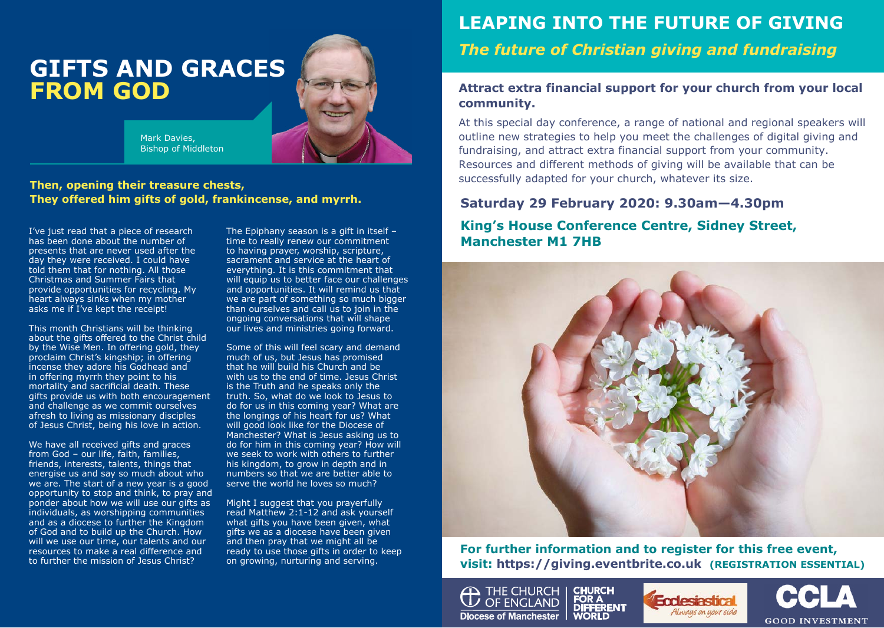# GIFTS AND GRACES FROM GOD

Mark Davies,
Bishop of Middleton

**Then, opening their treasure chests,
They offered him gifts of gold, frankincense, and myrrh.**

I've just read that a piece of research has been done about the number of presents that are never used after the day they were received. I could have told them that for nothing. All those Christmas and Summer Fairs that provide opportunities for recycling. My heart always sinks when my mother asks me if I've kept the receipt!

This month Christians will be thinking about the gifts offered to the Christ child by the Wise Men. In offering gold, they proclaim Christ's kingship; in offering incense they adore his Godhead and in offering myrrh they point to his mortality and sacrificial death. These gifts provide us with both encouragement and challenge as we commit ourselves afresh to living as missionary disciples of Jesus Christ, being his love in action.

We have all received gifts and graces from God – our life, faith, families, friends, interests, talents, things that energise us and say so much about who we are. The start of a new year is a good opportunity to stop and think, to pray and ponder about how we will use our gifts as individuals, as worshipping communities and as a diocese to further the Kingdom of God and to build up the Church. How will we use our time, our talents and our resources to make a real difference and to further the mission of Jesus Christ?

The Epiphany season is a gift in itself – time to really renew our commitment to having prayer, worship, scripture, sacrament and service at the heart of everything. It is this commitment that will equip us to better face our challenges and opportunities. It will remind us that we are part of something so much bigger than ourselves and call us to join in the ongoing conversations that will shape our lives and ministries going forward.

Some of this will feel scary and demand much of us, but Jesus has promised that he will build his Church and be with us to the end of time. Jesus Christ is the Truth and he speaks only the truth. So, what do we look to Jesus to do for us in this coming year? What are the longings of his heart for us? What will good look like for the Diocese of Manchester? What is Jesus asking us to do for him in this coming year? How will we seek to work with others to further his kingdom, to grow in depth and in numbers so that we are better able to serve the world he loves so much?

Might I suggest that you prayerfully read Matthew 2:1-12 and ask yourself what gifts you have been given, what gifts we as a diocese have been given and then pray that we might all be ready to use those gifts in order to keep on growing, nurturing and serving.

# LEAPING INTO THE FUTURE OF GIVING

***The future of Christian giving and fundraising***

### Attract extra financial support for your church from your local community.

At this special day conference, a range of national and regional speakers will outline new strategies to help you meet the challenges of digital giving and fundraising, and attract extra financial support from your community. Resources and different methods of giving will be available that can be successfully adapted for your church, whatever its size.

**Saturday 29 February 2020: 9.30am—4.30pm**

**King's House Conference Centre, Sidney Street, Manchester M1 7HB**

**For further information and to register for this free event, visit: https://giving.eventbrite.co.uk (REGISTRATION ESSENTIAL)**

THE CHURCH OF ENGLAND Diocese of Manchester | CHURCH FOR A DIFFERENT WORLD | Ecclesiastical Always on your side | CCLA GOOD INVESTMENT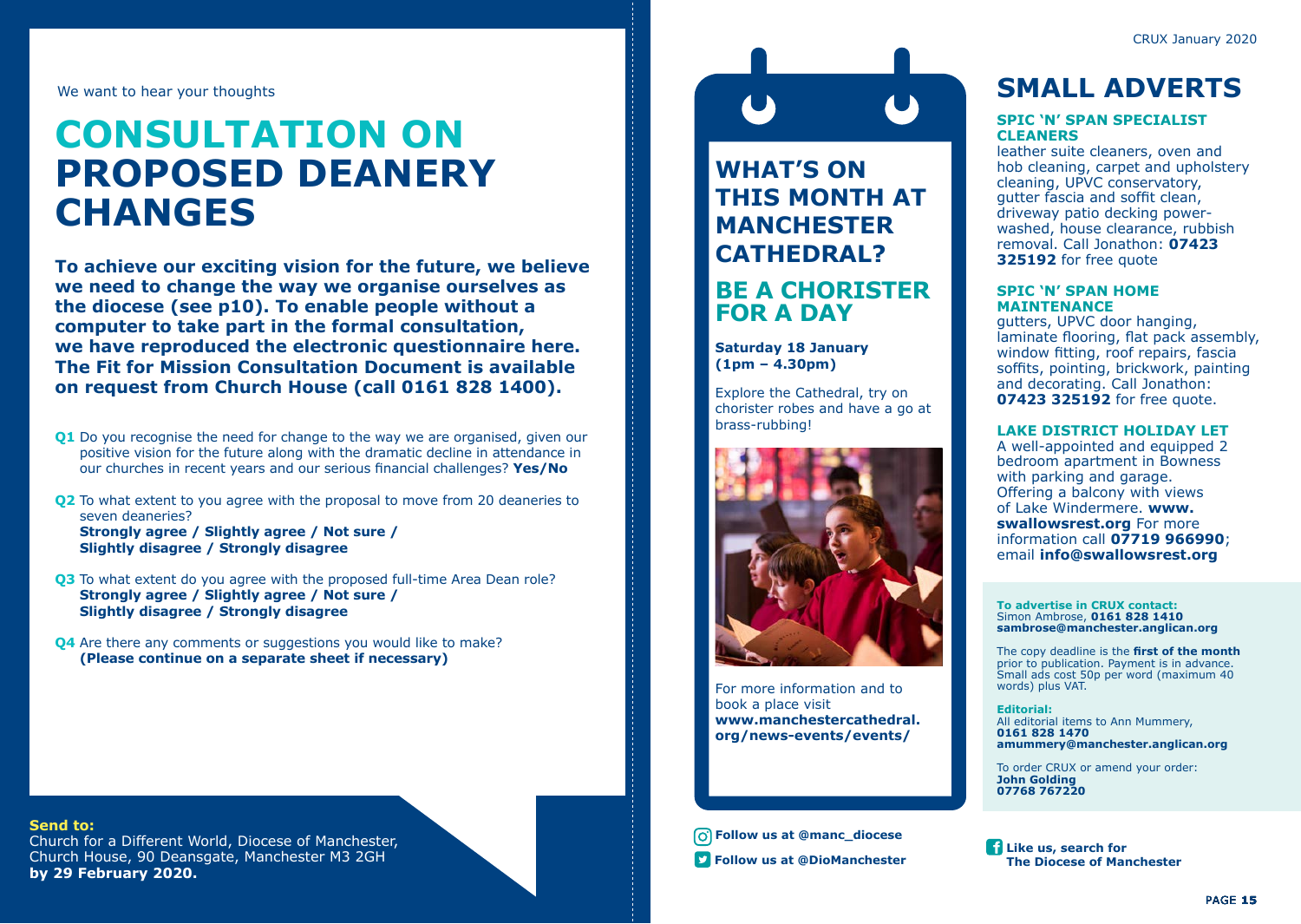We want to hear your thoughts

# CONSULTATION ON PROPOSED DEANERY CHANGES

**To achieve our exciting vision for the future, we believe we need to change the way we organise ourselves as the diocese (see p10). To enable people without a computer to take part in the formal consultation, we have reproduced the electronic questionnaire here. The Fit for Mission Consultation Document is available on request from Church House (call 0161 828 1400).**

**Q1** Do you recognise the need for change to the way we are organised, given our positive vision for the future along with the dramatic decline in attendance in our churches in recent years and our serious financial challenges? **Yes/No**

**Q2** To what extent to you agree with the proposal to move from 20 deaneries to seven deaneries?
**Strongly agree / Slightly agree / Not sure / Slightly disagree / Strongly disagree**

**Q3** To what extent do you agree with the proposed full-time Area Dean role?
**Strongly agree / Slightly agree / Not sure / Slightly disagree / Strongly disagree**

**Q4** Are there any comments or suggestions you would like to make?
**(Please continue on a separate sheet if necessary)**

**Send to:**
Church for a Different World, Diocese of Manchester, Church House, 90 Deansgate, Manchester M3 2GH
**by 29 February 2020.**

## WHAT'S ON THIS MONTH AT MANCHESTER CATHEDRAL?

### BE A CHORISTER FOR A DAY

**Saturday 18 January (1pm – 4.30pm)**

Explore the Cathedral, try on chorister robes and have a go at brass-rubbing!

For more information and to book a place visit **www.manchestercathedral.org/news-events/events/**

**Follow us at @manc_diocese**

**Follow us at @DioManchester**

# SMALL ADVERTS

### SPIC 'N' SPAN SPECIALIST CLEANERS

leather suite cleaners, oven and hob cleaning, carpet and upholstery cleaning, UPVC conservatory, gutter fascia and soffit clean, driveway patio decking power-washed, house clearance, rubbish removal. Call Jonathon: **07423 325192** for free quote

### SPIC 'N' SPAN HOME MAINTENANCE

gutters, UPVC door hanging, laminate flooring, flat pack assembly, window fitting, roof repairs, fascia soffits, pointing, brickwork, painting and decorating. Call Jonathon: **07423 325192** for free quote.

### LAKE DISTRICT HOLIDAY LET

A well-appointed and equipped 2 bedroom apartment in Bowness with parking and garage. Offering a balcony with views of Lake Windermere. **www.swallowsrest.org** For more information call **07719 966990**; email **info@swallowsrest.org**

**To advertise in CRUX contact:**
Simon Ambrose, **0161 828 1410**
**sambrose@manchester.anglican.org**

The copy deadline is the **first of the month** prior to publication. Payment is in advance. Small ads cost 50p per word (maximum 40 words) plus VAT.

**Editorial:**
All editorial items to Ann Mummery,
**0161 828 1470**
**amummery@manchester.anglican.org**

To order CRUX or amend your order:
**John Golding**
**07768 767220**

**Like us, search for The Diocese of Manchester**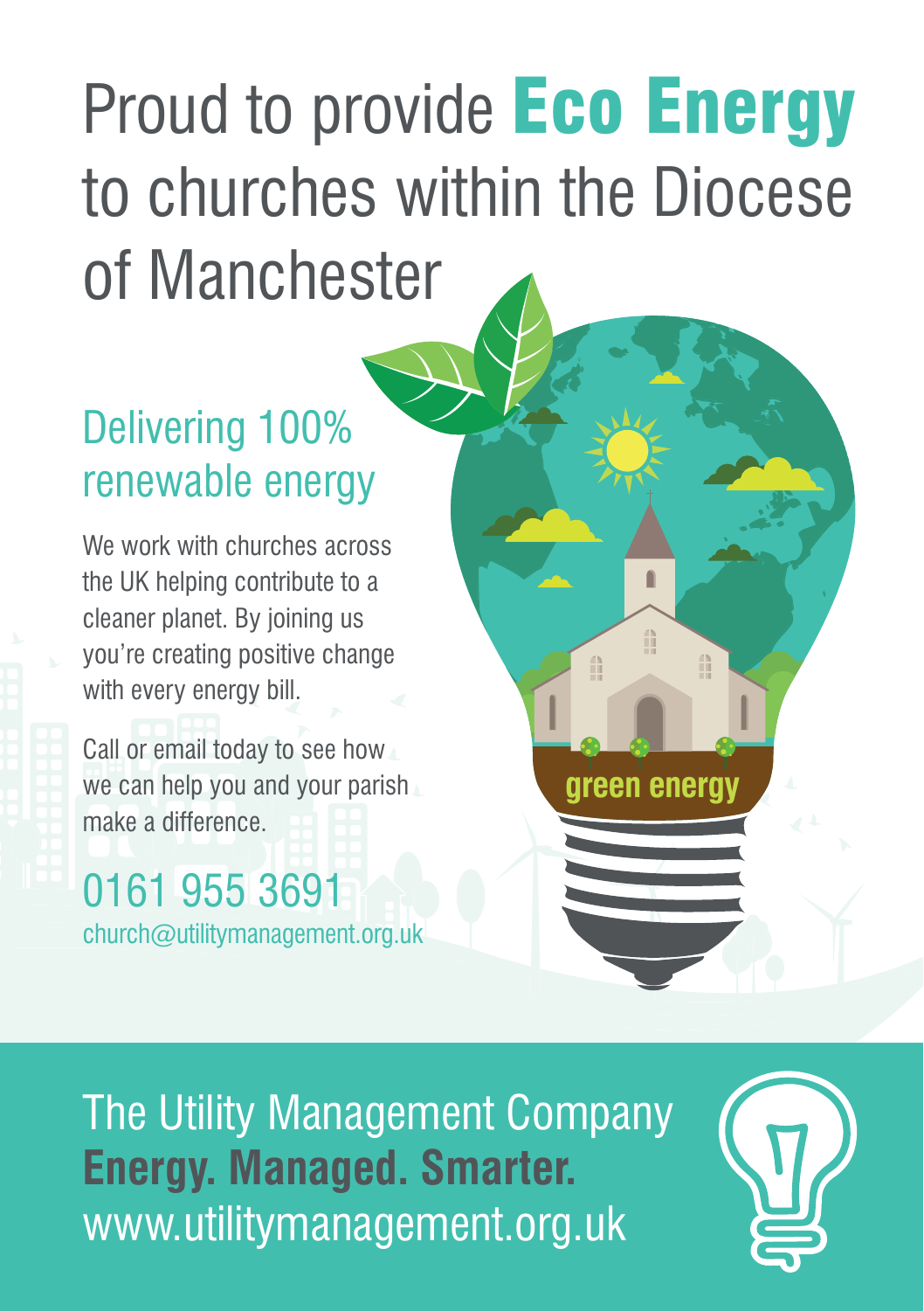# Proud to provide **Eco Energy** to churches within the Diocese of Manchester

## Delivering 100% renewable energy

We work with churches across the UK helping contribute to a cleaner planet. By joining us you're creating positive change with every energy bill.

Call or email today to see how we can help you and your parish make a difference.

0161 955 3691
church@utilitymanagement.org.uk

green energy

The Utility Management Company
**Energy. Managed. Smarter.**
www.utilitymanagement.org.uk